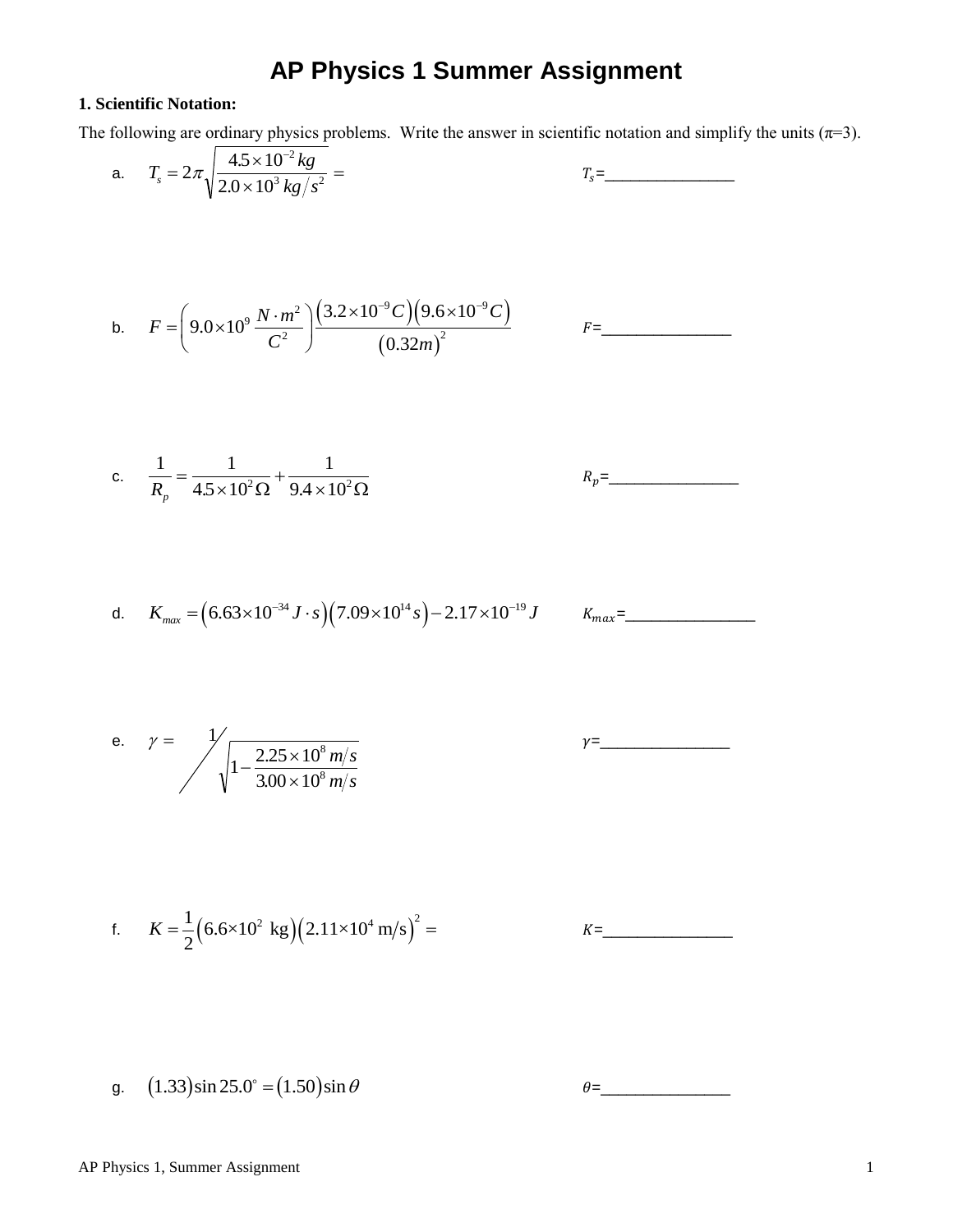# AP Physics 1 Summer Assignment

**1. Scientific Notation:**

The following are ordinary physics problems. Write the answer in scientific notation and simplify the units ($\pi$=3).

a. $T_s = 2\pi\sqrt{\dfrac{4.5\times10^{-2}\,kg}{2.0\times10^{3}\,kg/s^2}} =$ $\qquad$ $T_s$=________________

b. $F = \left(9.0\times10^{9}\,\dfrac{N\cdot m^2}{C^2}\right)\dfrac{\left(3.2\times10^{-9}C\right)\left(9.6\times10^{-9}C\right)}{\left(0.32m\right)^2}$ $\qquad$ $F$=________________

c. $\dfrac{1}{R_p} = \dfrac{1}{4.5\times10^{2}\,\Omega} + \dfrac{1}{9.4\times10^{2}\,\Omega}$ $\qquad$ $R_p$=________________

d. $K_{max} = \left(6.63\times10^{-34}\,J\cdot s\right)\left(7.09\times10^{14}\,s\right) - 2.17\times10^{-19}\,J$ $\qquad$ $K_{max}$=________________

e. $\gamma = 1\Big/\sqrt{1-\dfrac{2.25\times10^{8}\,m/s}{3.00\times10^{8}\,m/s}}$ $\qquad$ $\gamma$=________________

f. $K = \dfrac{1}{2}\left(6.6\times10^{2}\text{ kg}\right)\left(2.11\times10^{4}\text{ m/s}\right)^2 =$ $\qquad$ $K$=________________

g. $\left(1.33\right)\sin 25.0^\circ = \left(1.50\right)\sin\theta$ $\qquad$ $\theta$=________________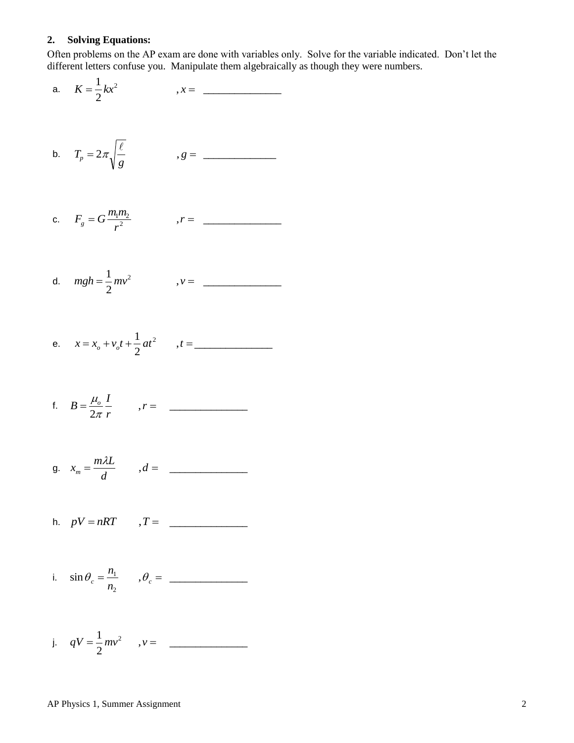## 2. Solving Equations:

Often problems on the AP exam are done with variables only. Solve for the variable indicated. Don't let the different letters confuse you. Manipulate them algebraically as though they were numbers.

a. $K = \frac{1}{2}kx^2$ $\quad , x =$ ______________

b. $T_p = 2\pi\sqrt{\frac{\ell}{g}}$ $\quad , g =$ ______________

c. $F_g = G\frac{m_1 m_2}{r^2}$ $\quad , r =$ ______________

d. $mgh = \frac{1}{2}mv^2$ $\quad , v =$ ______________

e. $x = x_o + v_o t + \frac{1}{2}at^2$ $\quad , t =$ ______________

f. $B = \frac{\mu_o}{2\pi}\frac{I}{r}$ $\quad , r =$ ______________

g. $x_m = \frac{m\lambda L}{d}$ $\quad , d =$ ______________

h. $pV = nRT$ $\quad , T =$ ______________

i. $\sin\theta_c = \frac{n_1}{n_2}$ $\quad , \theta_c =$ ______________

j. $qV = \frac{1}{2}mv^2$ $\quad , v =$ ______________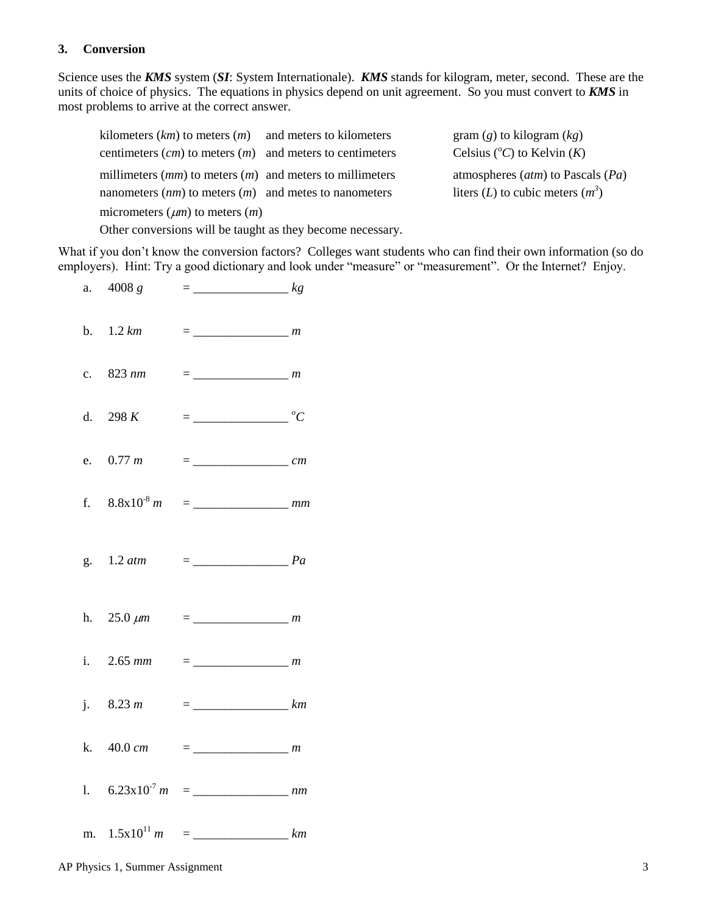### 3. Conversion

Science uses the ***KMS*** system (***SI***: System Internationale). ***KMS*** stands for kilogram, meter, second. These are the units of choice of physics. The equations in physics depend on unit agreement. So you must convert to ***KMS*** in most problems to arrive at the correct answer.

| | | |
|---|---|---|
| kilometers (*km*) to meters (*m*) | and meters to kilometers | gram (*g*) to kilogram (*kg*) |
| centimeters (*cm*) to meters (*m*) | and meters to centimeters | Celsius ($^oC$) to Kelvin (*K*) |
| millimeters (*mm*) to meters (*m*) | and meters to millimeters | atmospheres (*atm*) to Pascals (*Pa*) |
| nanometers (*nm*) to meters (*m*) | and metes to nanometers | liters (*L*) to cubic meters ($m^3$) |
| micrometers ($\mu m$) to meters (*m*) | | |

Other conversions will be taught as they become necessary.

What if you don't know the conversion factors? Colleges want students who can find their own information (so do employers). Hint: Try a good dictionary and look under "measure" or "measurement". Or the Internet? Enjoy.

a. 4008 *g* = _______________ *kg*

b. 1.2 *km* = _______________ *m*

c. 823 *nm* = _______________ *m*

d. 298 *K* = _______________ $^oC$

e. 0.77 *m* = _______________ *cm*

f. $8.8 \times 10^{-8}$ *m* = _______________ *mm*

g. 1.2 *atm* = _______________ *Pa*

h. 25.0 $\mu m$ = _______________ *m*

i. 2.65 *mm* = _______________ *m*

j. 8.23 *m* = _______________ *km*

k. 40.0 *cm* = _______________ *m*

l. $6.23 \times 10^{-7}$ *m* = _______________ *nm*

m. $1.5 \times 10^{11}$ *m* = _______________ *km*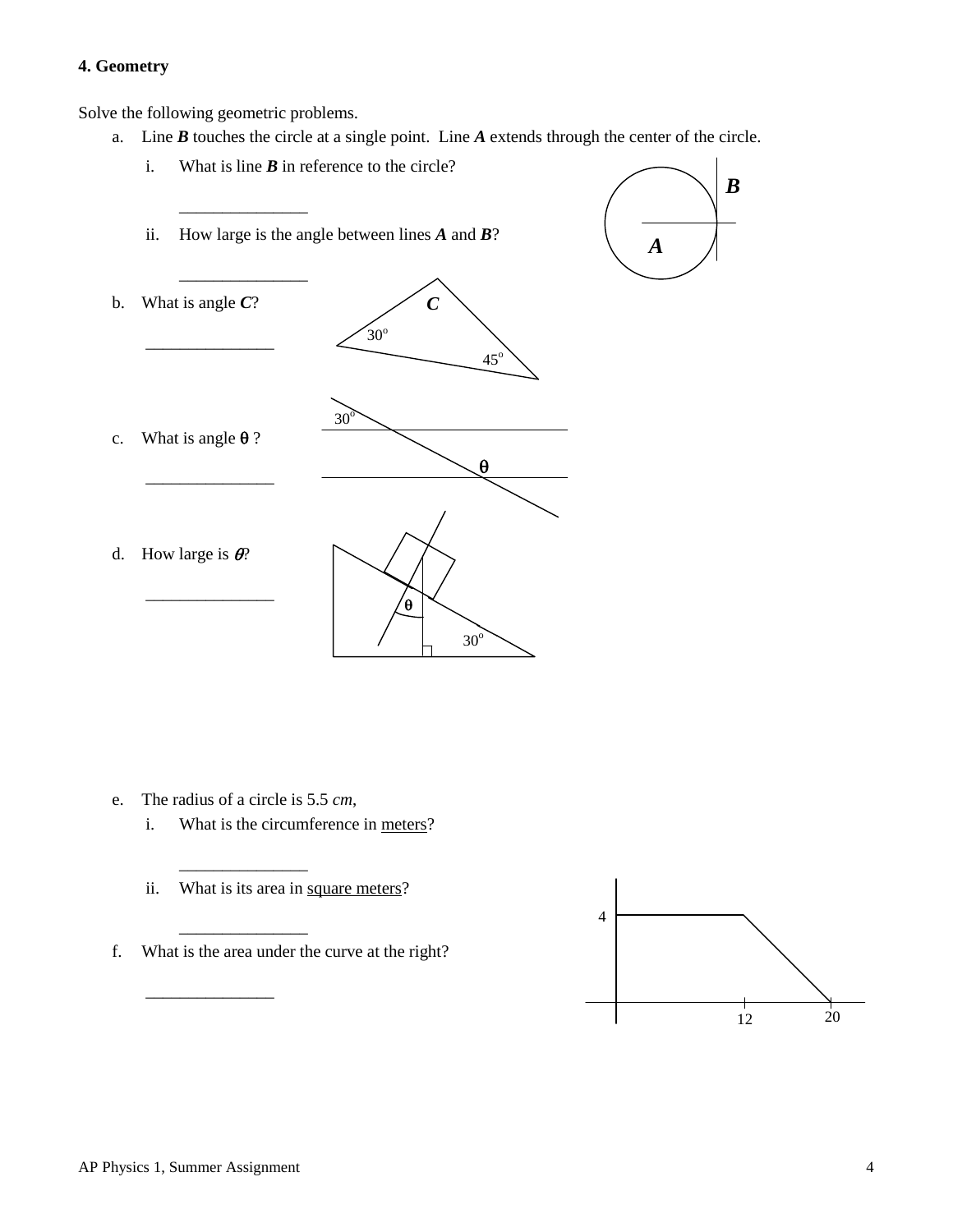**4. Geometry**

Solve the following geometric problems.

a. Line ***B*** touches the circle at a single point. Line ***A*** extends through the center of the circle.

   i. What is line ***B*** in reference to the circle?

   _______________

   ii. How large is the angle between lines ***A*** and ***B***?

   _______________

b. What is angle ***C***?

   _______________

c. What is angle $\theta$ ?

   _______________

d. How large is $\theta$?

   _______________

e. The radius of a circle is 5.5 *cm*,

   i. What is the circumference in <u>meters</u>?

   _______________

   ii. What is its area in <u>square meters</u>?

   _______________

f. What is the area under the curve at the right?

   _______________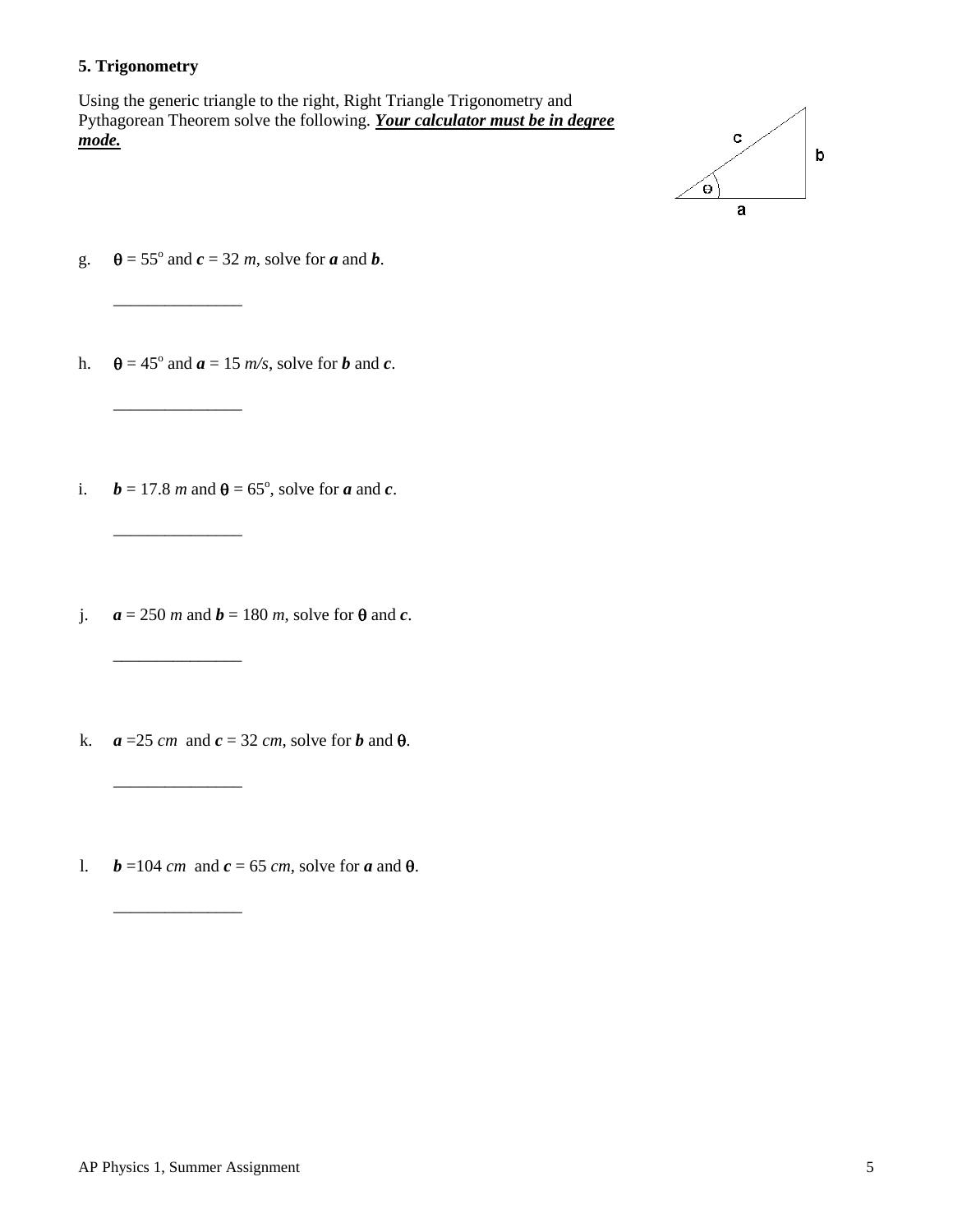## 5. Trigonometry

Using the generic triangle to the right, Right Triangle Trigonometry and Pythagorean Theorem solve the following. ***Your calculator must be in degree mode.***

g. $\theta = 55^o$ and $c = 32\ m$, solve for $a$ and $b$.

_______________

h. $\theta = 45^o$ and $a = 15\ m/s$, solve for $b$ and $c$.

_______________

i. $b = 17.8\ m$ and $\theta = 65^o$, solve for $a$ and $c$.

_______________

j. $a = 250\ m$ and $b = 180\ m$, solve for $\theta$ and $c$.

_______________

k. $a = 25\ cm$ and $c = 32\ cm$, solve for $b$ and $\theta$.

_______________

l. $b = 104\ cm$ and $c = 65\ cm$, solve for $a$ and $\theta$.

_______________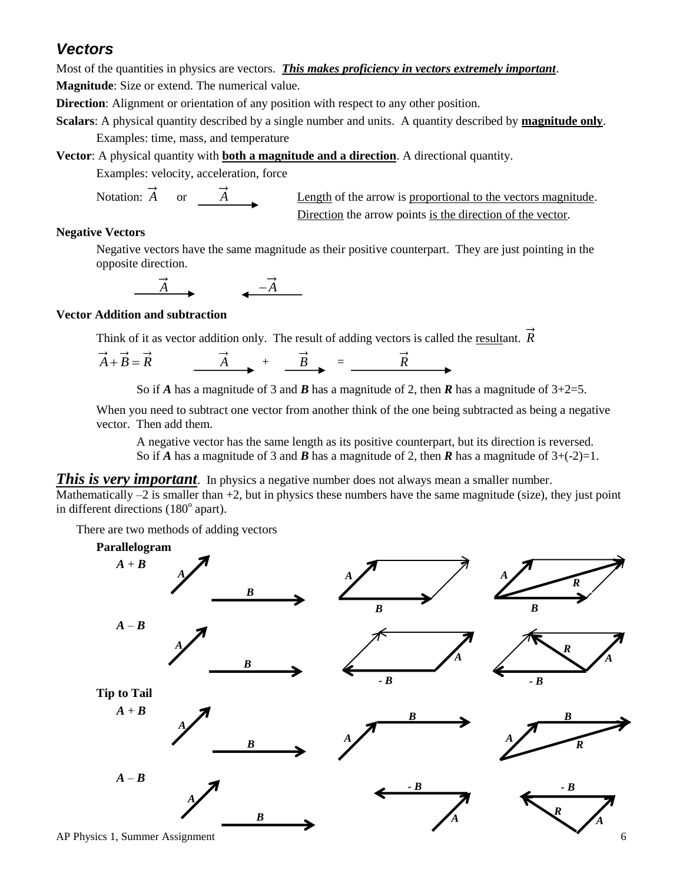## *Vectors*

Most of the quantities in physics are vectors. ***This makes proficiency in vectors extremely important***.

**Magnitude**: Size or extend. The numerical value.

**Direction**: Alignment or orientation of any position with respect to any other position.

**Scalars**: A physical quantity described by a single number and units. A quantity described by **magnitude only**.
Examples: time, mass, and temperature

**Vector**: A physical quantity with **both a magnitude and a direction**. A directional quantity.
Examples: velocity, acceleration, force

Notation: $\vec{A}$ or $\vec{A}$ → &nbsp;&nbsp;&nbsp; Length of the arrow is proportional to the vectors magnitude. Direction the arrow points is the direction of the vector.

**Negative Vectors**

Negative vectors have the same magnitude as their positive counterpart. They are just pointing in the opposite direction.

$\vec{A}$ → &nbsp;&nbsp;&nbsp; ← $-\vec{A}$

**Vector Addition and subtraction**

Think of it as vector addition only. The result of adding vectors is called the resultant. $\vec{R}$

$\vec{A} + \vec{B} = \vec{R}$ &nbsp;&nbsp;&nbsp; $\vec{A}$ → + $\vec{B}$ → = $\vec{R}$ →

So if ***A*** has a magnitude of 3 and ***B*** has a magnitude of 2, then ***R*** has a magnitude of 3+2=5.

When you need to subtract one vector from another think of the one being subtracted as being a negative vector. Then add them.

A negative vector has the same length as its positive counterpart, but its direction is reversed.
So if ***A*** has a magnitude of 3 and ***B*** has a magnitude of 2, then ***R*** has a magnitude of 3+(-2)=1.

***This is very important***. In physics a negative number does not always mean a smaller number. Mathematically –2 is smaller than +2, but in physics these numbers have the same magnitude (size), they just point in different directions (180$^o$ apart).

There are two methods of adding vectors

**Parallelogram**

***A*** + ***B***

***A*** – ***B***

**Tip to Tail**

***A*** + ***B***

***A*** – ***B***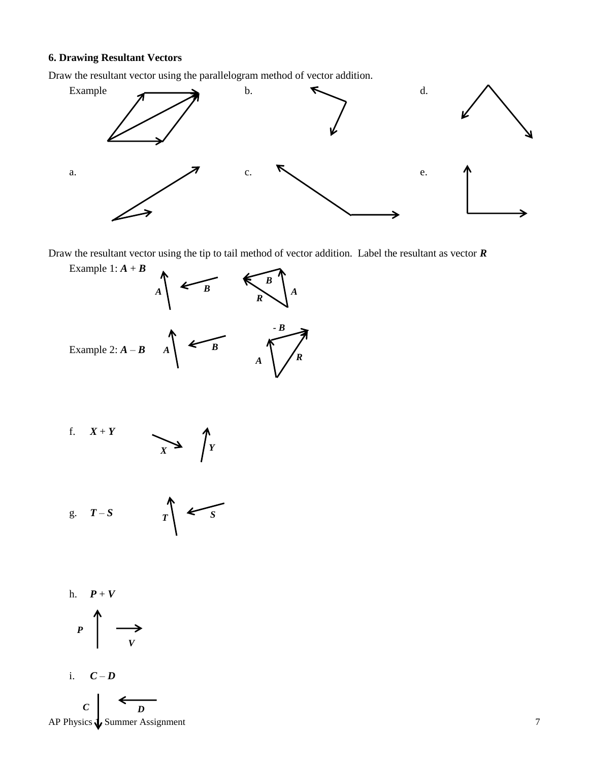### 6. Drawing Resultant Vectors

Draw the resultant vector using the parallelogram method of vector addition.

Example

b.

d.

a.

c.

e.

Draw the resultant vector using the tip to tail method of vector addition. Label the resultant as vector ***R***

Example 1: ***A*** + ***B***

***A*** ***B*** ***B*** ***A*** ***R***

Example 2: ***A*** – ***B***

***A*** ***B*** **- *B*** ***A*** ***R***

f. ***X*** + ***Y***

***X*** ***Y***

g. ***T*** – ***S***

***T*** ***S***

h. ***P*** + ***V***

***P*** ***V***

i. ***C*** – ***D***

***C*** ***D***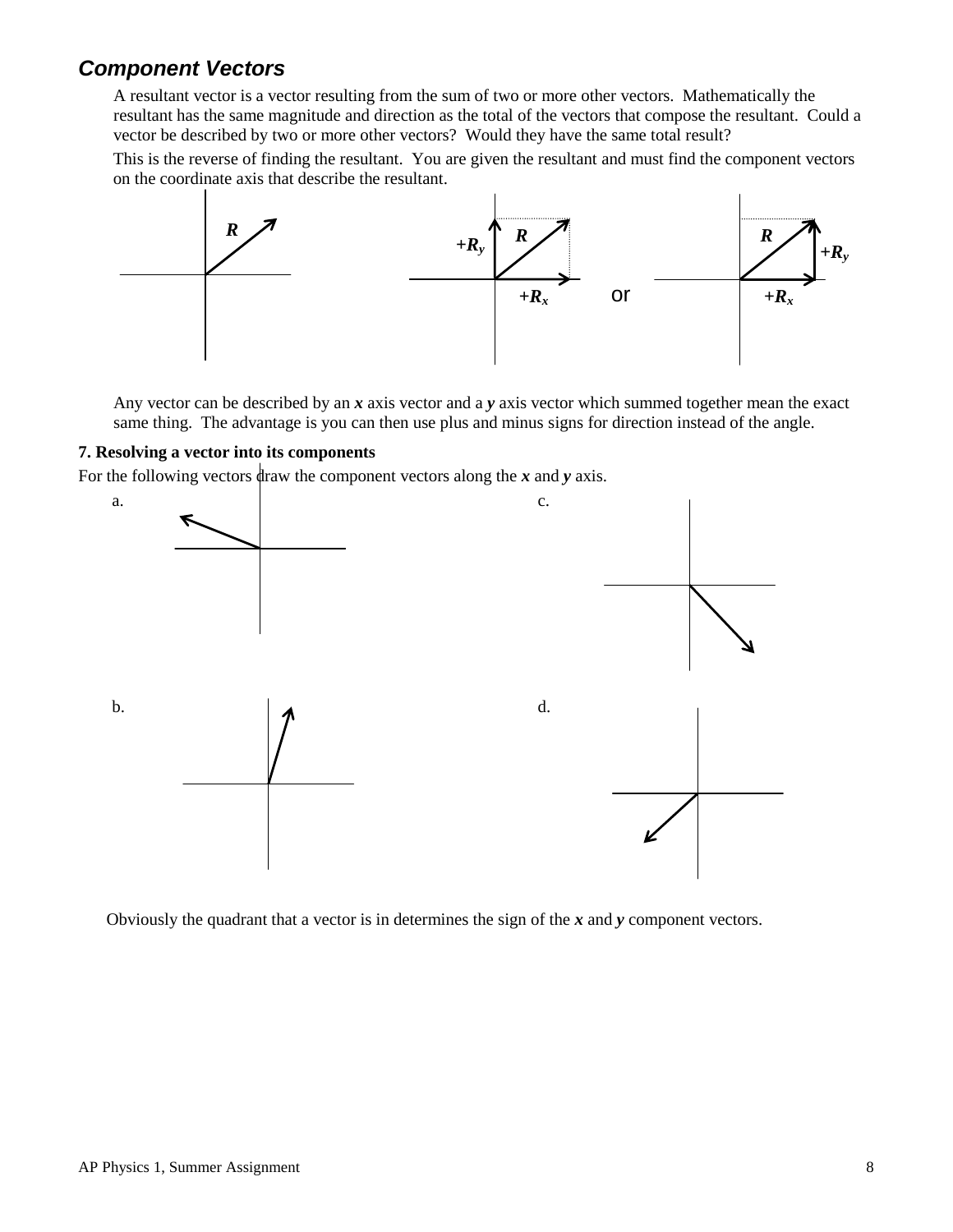## *Component Vectors*

A resultant vector is a vector resulting from the sum of two or more other vectors. Mathematically the resultant has the same magnitude and direction as the total of the vectors that compose the resultant. Could a vector be described by two or more other vectors? Would they have the same total result?

This is the reverse of finding the resultant. You are given the resultant and must find the component vectors on the coordinate axis that describe the resultant.

$R$ &nbsp;&nbsp;&nbsp;&nbsp; $R$, $+R_y$, $+R_x$ &nbsp;&nbsp;&nbsp;&nbsp; or &nbsp;&nbsp;&nbsp;&nbsp; $R$, $+R_y$, $+R_x$

Any vector can be described by an ***x*** axis vector and a ***y*** axis vector which summed together mean the exact same thing. The advantage is you can then use plus and minus signs for direction instead of the angle.

**7. Resolving a vector into its components**

For the following vectors draw the component vectors along the ***x*** and ***y*** axis.

a.

c.

b.

d.

Obviously the quadrant that a vector is in determines the sign of the ***x*** and ***y*** component vectors.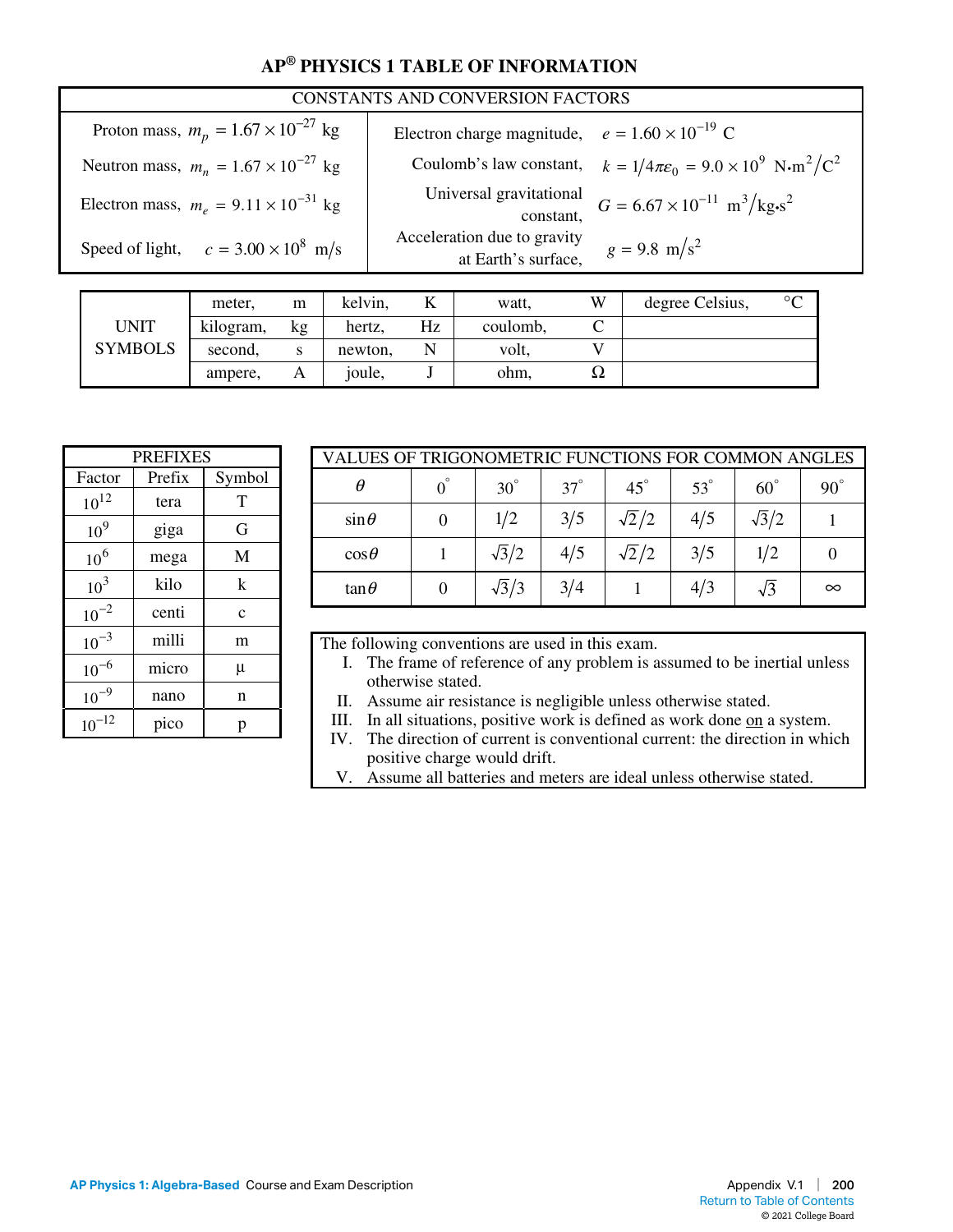# AP® PHYSICS 1 TABLE OF INFORMATION

| CONSTANTS AND CONVERSION FACTORS | |
|---|---|
| Proton mass, $m_p = 1.67 \times 10^{-27}$ kg | Electron charge magnitude, $e = 1.60 \times 10^{-19}$ C |
| Neutron mass, $m_n = 1.67 \times 10^{-27}$ kg | Coulomb's law constant, $k = 1/4\pi\varepsilon_0 = 9.0 \times 10^9$ N•m²/C² |
| Electron mass, $m_e = 9.11 \times 10^{-31}$ kg | Universal gravitational constant, $G = 6.67 \times 10^{-11}$ m³/kg•s² |
| Speed of light, $c = 3.00 \times 10^8$ m/s | Acceleration due to gravity at Earth's surface, $g = 9.8$ m/s² |

| UNIT SYMBOLS | | | | | | | | |
|---|---|---|---|---|---|---|---|---|
| | meter, | m | kelvin, | K | watt, | W | degree Celsius, | °C |
| | kilogram, | kg | hertz, | Hz | coulomb, | C | | |
| | second, | s | newton, | N | volt, | V | | |
| | ampere, | A | joule, | J | ohm, | Ω | | |

| PREFIXES | | |
|---|---|---|
| Factor | Prefix | Symbol |
| $10^{12}$ | tera | T |
| $10^{9}$ | giga | G |
| $10^{6}$ | mega | M |
| $10^{3}$ | kilo | k |
| $10^{-2}$ | centi | c |
| $10^{-3}$ | milli | m |
| $10^{-6}$ | micro | μ |
| $10^{-9}$ | nano | n |
| $10^{-12}$ | pico | p |

| VALUES OF TRIGONOMETRIC FUNCTIONS FOR COMMON ANGLES | | | | | | | |
|---|---|---|---|---|---|---|---|
| $\theta$ | 0° | 30° | 37° | 45° | 53° | 60° | 90° |
| $\sin\theta$ | 0 | $1/2$ | $3/5$ | $\sqrt{2}/2$ | $4/5$ | $\sqrt{3}/2$ | 1 |
| $\cos\theta$ | 1 | $\sqrt{3}/2$ | $4/5$ | $\sqrt{2}/2$ | $3/5$ | $1/2$ | 0 |
| $\tan\theta$ | 0 | $\sqrt{3}/3$ | $3/4$ | 1 | $4/3$ | $\sqrt{3}$ | $\infty$ |

The following conventions are used in this exam.

I. The frame of reference of any problem is assumed to be inertial unless otherwise stated.
II. Assume air resistance is negligible unless otherwise stated.
III. In all situations, positive work is defined as work done on a system.
IV. The direction of current is conventional current: the direction in which positive charge would drift.
V. Assume all batteries and meters are ideal unless otherwise stated.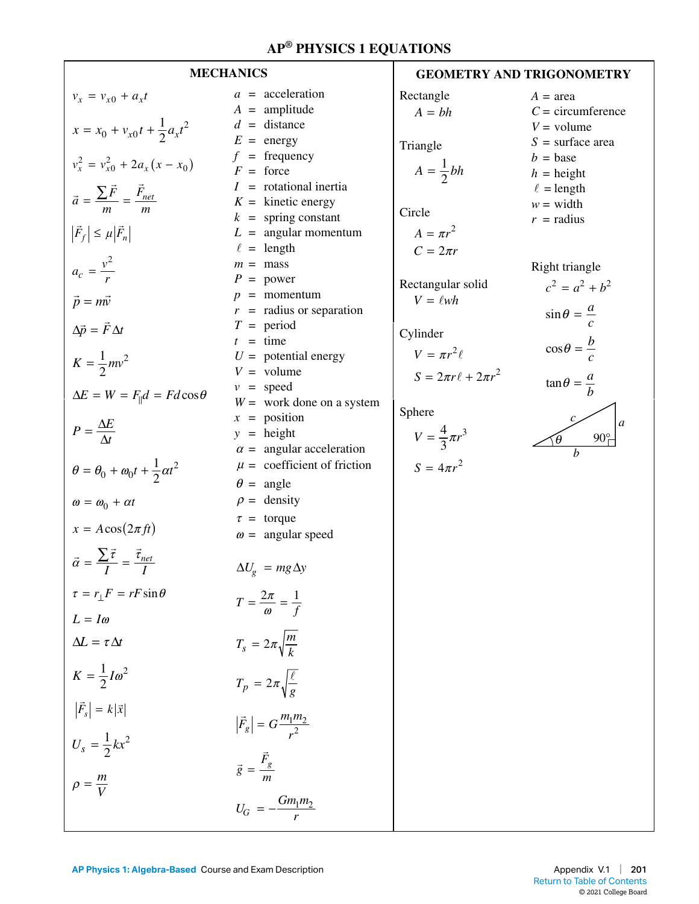# AP® PHYSICS 1 EQUATIONS

## MECHANICS

$$v_x = v_{x0} + a_x t$$

$$x = x_0 + v_{x0}t + \frac{1}{2}a_x t^2$$

$$v_x^2 = v_{x0}^2 + 2a_x(x - x_0)$$

$$\vec{a} = \frac{\sum \vec{F}}{m} = \frac{\vec{F}_{net}}{m}$$

$$\left|\vec{F}_f\right| \le \mu\left|\vec{F}_n\right|$$

$$a_c = \frac{v^2}{r}$$

$$\vec{p} = m\vec{v}$$

$$\Delta\vec{p} = \vec{F}\Delta t$$

$$K = \frac{1}{2}mv^2$$

$$\Delta E = W = F_{\parallel}d = Fd\cos\theta$$

$$P = \frac{\Delta E}{\Delta t}$$

$$\theta = \theta_0 + \omega_0 t + \frac{1}{2}\alpha t^2$$

$$\omega = \omega_0 + \alpha t$$

$$x = A\cos(2\pi f t)$$

$$\vec{\alpha} = \frac{\sum \vec{\tau}}{I} = \frac{\vec{\tau}_{net}}{I}$$

$$\tau = r_{\perp}F = rF\sin\theta$$

$$L = I\omega$$

$$\Delta L = \tau\Delta t$$

$$K = \frac{1}{2}I\omega^2$$

$$\left|\vec{F}_s\right| = k\left|\vec{x}\right|$$

$$U_s = \frac{1}{2}kx^2$$

$$\rho = \frac{m}{V}$$

- $a$ = acceleration
- $A$ = amplitude
- $d$ = distance
- $E$ = energy
- $f$ = frequency
- $F$ = force
- $I$ = rotational inertia
- $K$ = kinetic energy
- $k$ = spring constant
- $L$ = angular momentum
- $\ell$ = length
- $m$ = mass
- $P$ = power
- $p$ = momentum
- $r$ = radius or separation
- $T$ = period
- $t$ = time
- $U$ = potential energy
- $V$ = volume
- $v$ = speed
- $W$ = work done on a system
- $x$ = position
- $y$ = height
- $\alpha$ = angular acceleration
- $\mu$ = coefficient of friction
- $\theta$ = angle
- $\rho$ = density
- $\tau$ = torque
- $\omega$ = angular speed

$$\Delta U_g = mg\Delta y$$

$$T = \frac{2\pi}{\omega} = \frac{1}{f}$$

$$T_s = 2\pi\sqrt{\frac{m}{k}}$$

$$T_p = 2\pi\sqrt{\frac{\ell}{g}}$$

$$\left|\vec{F}_g\right| = G\frac{m_1 m_2}{r^2}$$

$$\vec{g} = \frac{\vec{F}_g}{m}$$

$$U_G = -\frac{Gm_1 m_2}{r}$$

## GEOMETRY AND TRIGONOMETRY

Rectangle
$$A = bh$$

Triangle
$$A = \frac{1}{2}bh$$

Circle
$$A = \pi r^2$$
$$C = 2\pi r$$

Rectangular solid
$$V = \ell wh$$

Cylinder
$$V = \pi r^2 \ell$$
$$S = 2\pi r\ell + 2\pi r^2$$

Sphere
$$V = \frac{4}{3}\pi r^3$$
$$S = 4\pi r^2$$

- $A$ = area
- $C$ = circumference
- $V$ = volume
- $S$ = surface area
- $b$ = base
- $h$ = height
- $\ell$ = length
- $w$ = width
- $r$ = radius

Right triangle
$$c^2 = a^2 + b^2$$
$$\sin\theta = \frac{a}{c}$$
$$\cos\theta = \frac{b}{c}$$
$$\tan\theta = \frac{a}{b}$$

(Right triangle diagram with hypotenuse $c$, opposite side $a$, adjacent side $b$, angle $\theta$, and $90°$ angle.)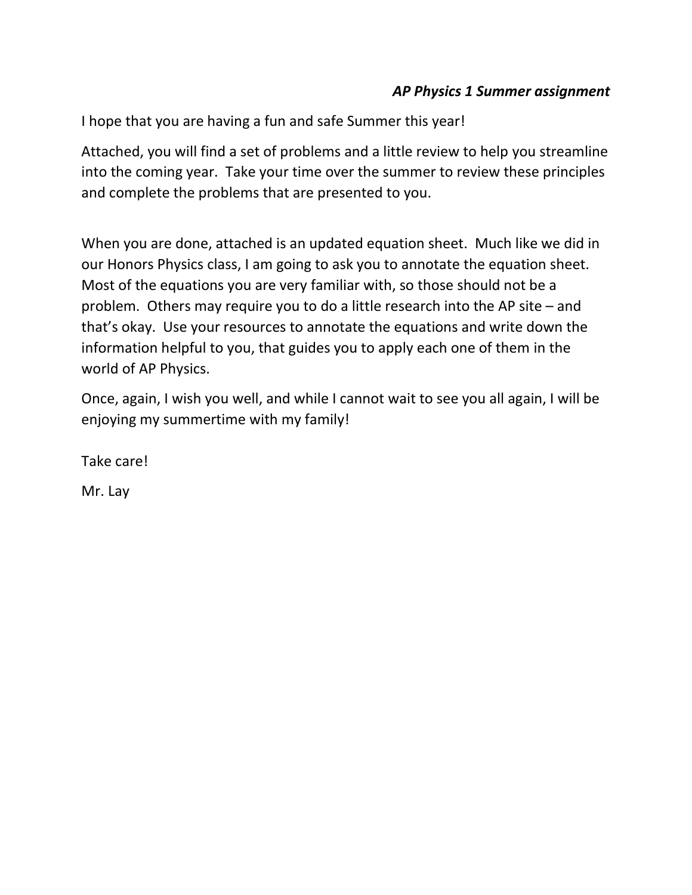***AP Physics 1 Summer assignment***

I hope that you are having a fun and safe Summer this year!

Attached, you will find a set of problems and a little review to help you streamline into the coming year. Take your time over the summer to review these principles and complete the problems that are presented to you.

When you are done, attached is an updated equation sheet. Much like we did in our Honors Physics class, I am going to ask you to annotate the equation sheet. Most of the equations you are very familiar with, so those should not be a problem. Others may require you to do a little research into the AP site – and that's okay. Use your resources to annotate the equations and write down the information helpful to you, that guides you to apply each one of them in the world of AP Physics.

Once, again, I wish you well, and while I cannot wait to see you all again, I will be enjoying my summertime with my family!

Take care!

Mr. Lay